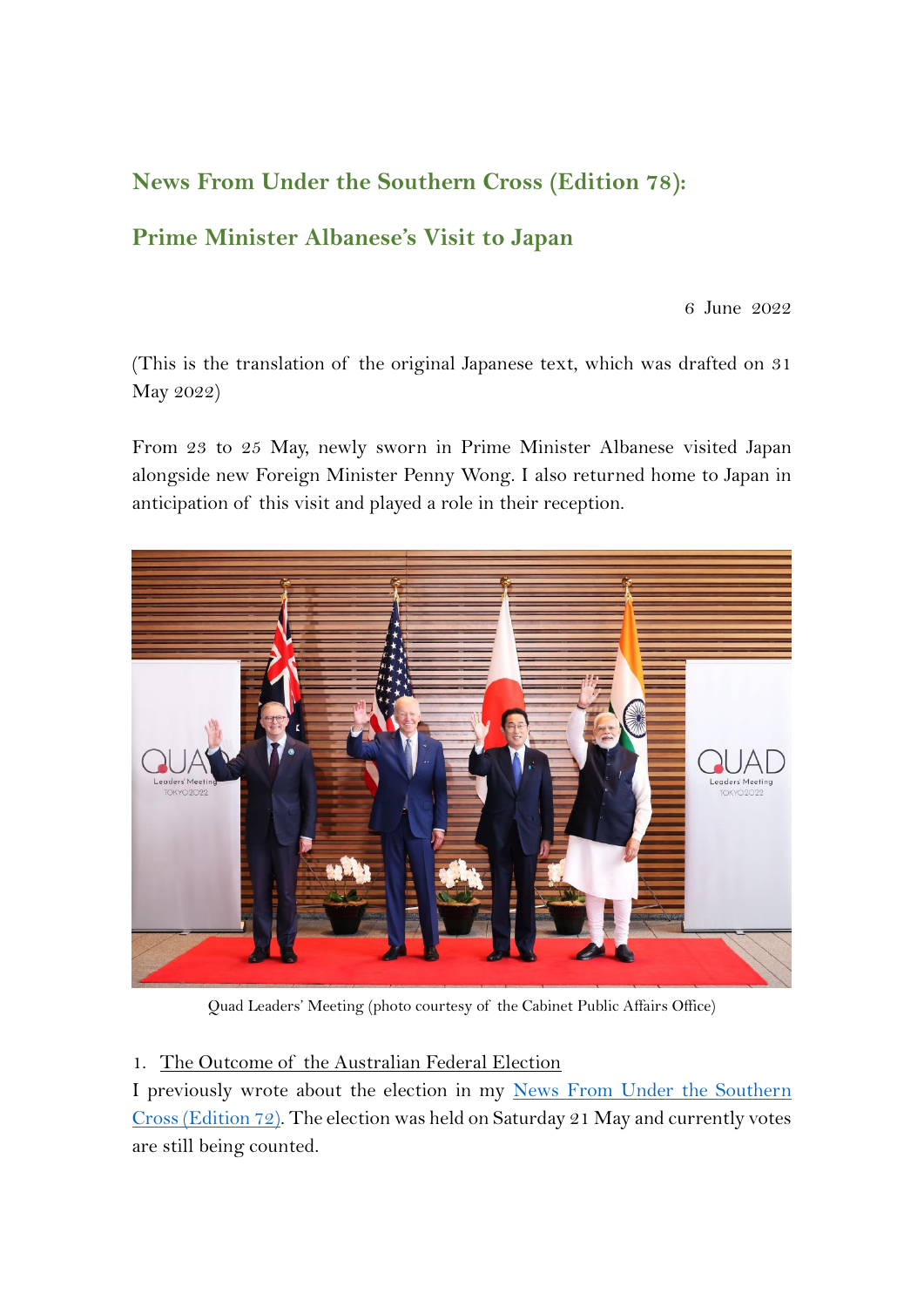## News From Under the Southern Cross (Edition 78):

## Prime Minister Albanese's Visit to Japan

6 June 2022

(This is the translation of the original Japanese text, which was drafted on 31 May 2022)

From 23 to 25 May, newly sworn in Prime Minister Albanese visited Japan alongside new Foreign Minister Penny Wong. I also returned home to Japan in anticipation of this visit and played a role in their reception.

Quad Leaders' Meeting (photo courtesy of the Cabinet Public Affairs Office)

1. <u>The Outcome of the Australian Federal Election</u>

I previously wrote about the election in my [News From Under the Southern Cross (Edition 72)](). The election was held on Saturday 21 May and currently votes are still being counted.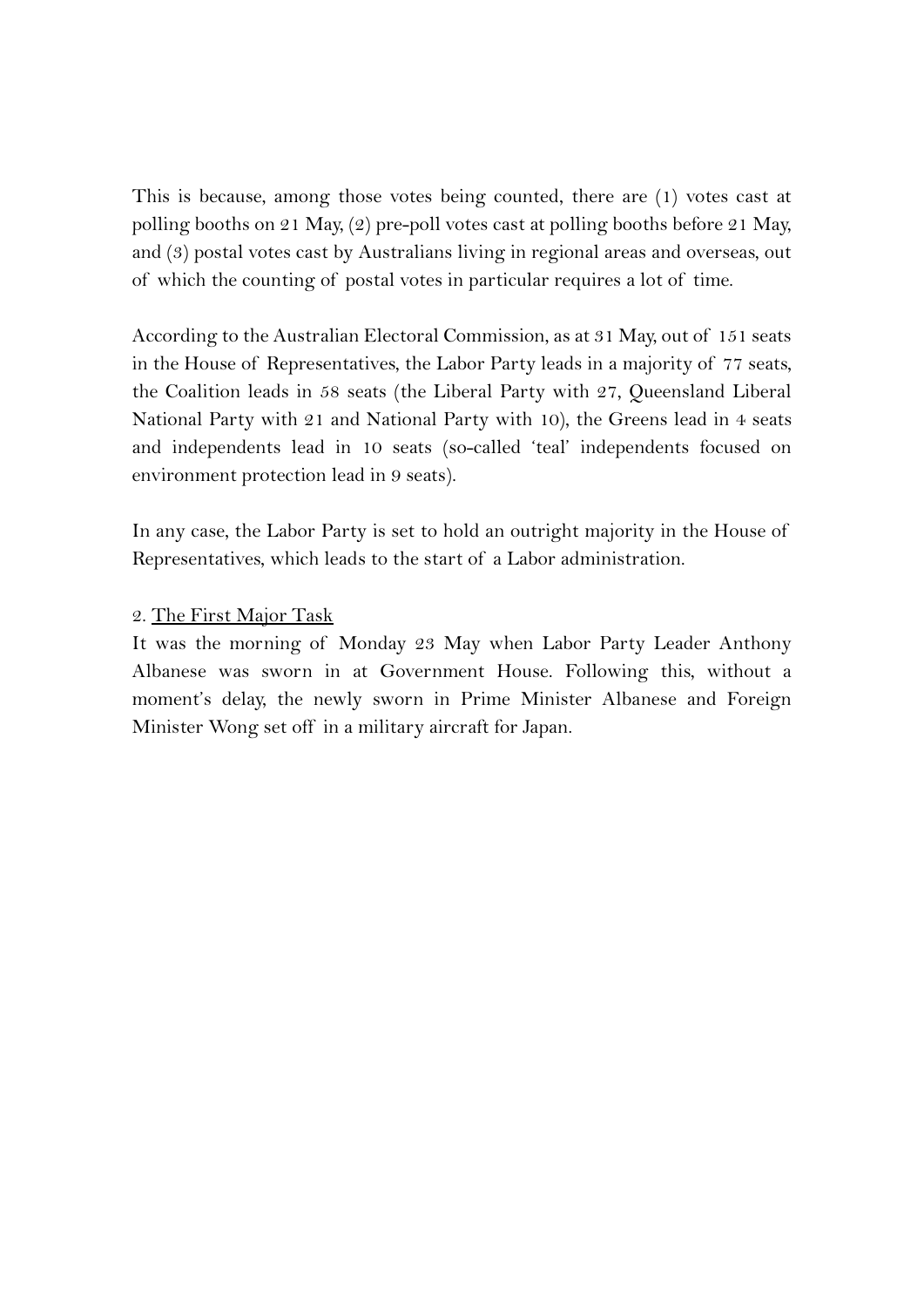This is because, among those votes being counted, there are (1) votes cast at polling booths on 21 May, (2) pre-poll votes cast at polling booths before 21 May, and (3) postal votes cast by Australians living in regional areas and overseas, out of which the counting of postal votes in particular requires a lot of time.

According to the Australian Electoral Commission, as at 31 May, out of 151 seats in the House of Representatives, the Labor Party leads in a majority of 77 seats, the Coalition leads in 58 seats (the Liberal Party with 27, Queensland Liberal National Party with 21 and National Party with 10), the Greens lead in 4 seats and independents lead in 10 seats (so-called 'teal' independents focused on environment protection lead in 9 seats).

In any case, the Labor Party is set to hold an outright majority in the House of Representatives, which leads to the start of a Labor administration.

2. <u>The First Major Task</u>

It was the morning of Monday 23 May when Labor Party Leader Anthony Albanese was sworn in at Government House. Following this, without a moment's delay, the newly sworn in Prime Minister Albanese and Foreign Minister Wong set off in a military aircraft for Japan.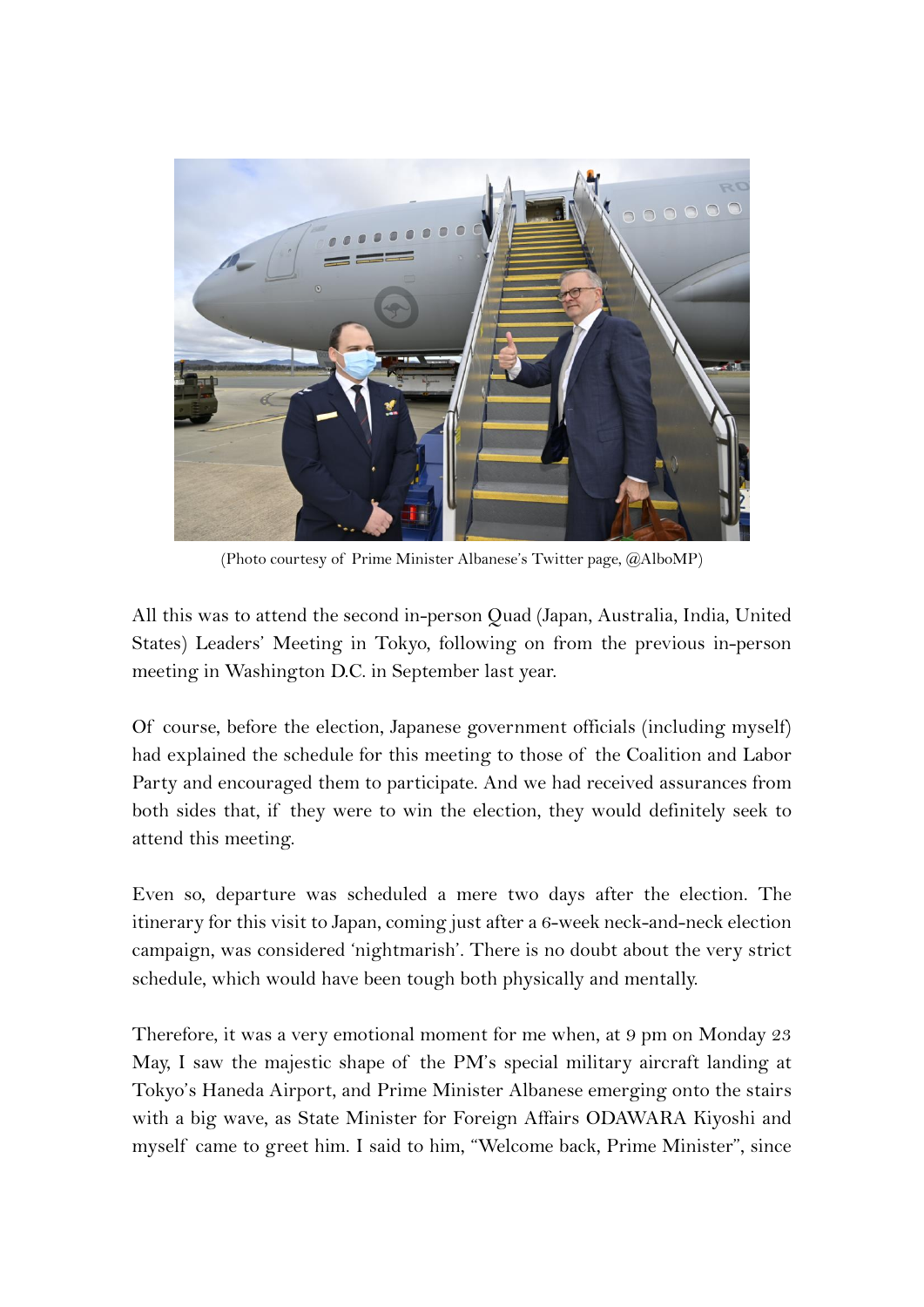(Photo courtesy of Prime Minister Albanese's Twitter page, @AlboMP)

All this was to attend the second in-person Quad (Japan, Australia, India, United States) Leaders' Meeting in Tokyo, following on from the previous in-person meeting in Washington D.C. in September last year.

Of course, before the election, Japanese government officials (including myself) had explained the schedule for this meeting to those of the Coalition and Labor Party and encouraged them to participate. And we had received assurances from both sides that, if they were to win the election, they would definitely seek to attend this meeting.

Even so, departure was scheduled a mere two days after the election. The itinerary for this visit to Japan, coming just after a 6-week neck-and-neck election campaign, was considered 'nightmarish'. There is no doubt about the very strict schedule, which would have been tough both physically and mentally.

Therefore, it was a very emotional moment for me when, at 9 pm on Monday 23 May, I saw the majestic shape of the PM's special military aircraft landing at Tokyo's Haneda Airport, and Prime Minister Albanese emerging onto the stairs with a big wave, as State Minister for Foreign Affairs ODAWARA Kiyoshi and myself came to greet him. I said to him, "Welcome back, Prime Minister", since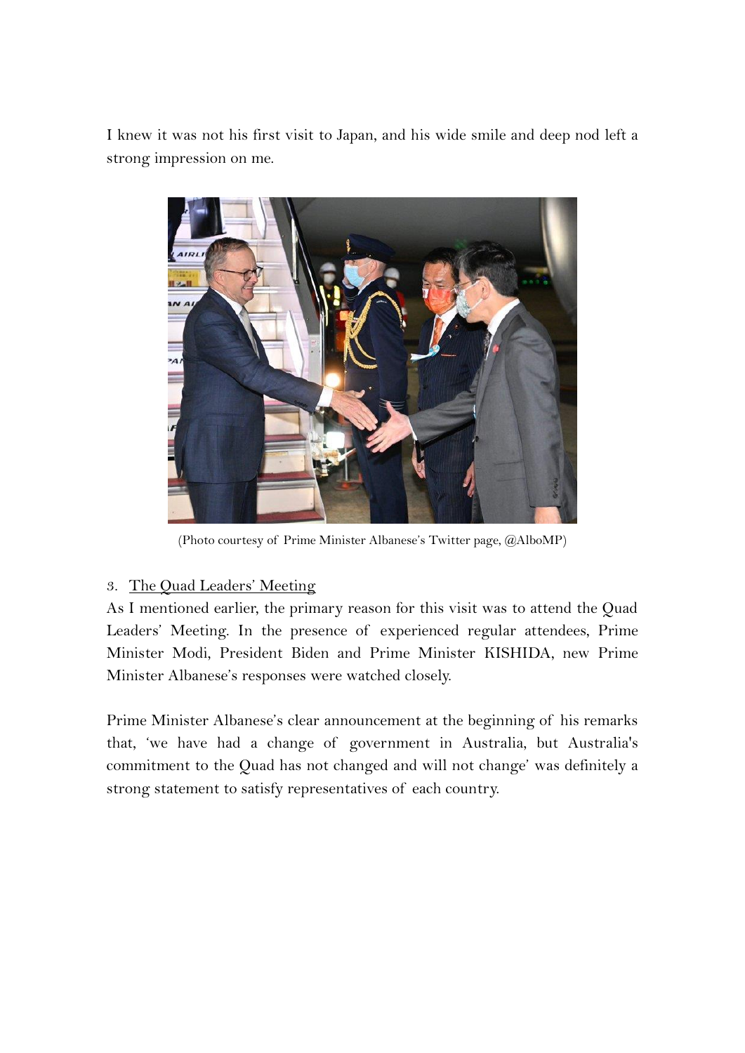I knew it was not his first visit to Japan, and his wide smile and deep nod left a strong impression on me.

(Photo courtesy of Prime Minister Albanese's Twitter page, @AlboMP)

3. <u>The Quad Leaders' Meeting</u>

As I mentioned earlier, the primary reason for this visit was to attend the Quad Leaders' Meeting. In the presence of experienced regular attendees, Prime Minister Modi, President Biden and Prime Minister KISHIDA, new Prime Minister Albanese's responses were watched closely.

Prime Minister Albanese's clear announcement at the beginning of his remarks that, 'we have had a change of government in Australia, but Australia's commitment to the Quad has not changed and will not change' was definitely a strong statement to satisfy representatives of each country.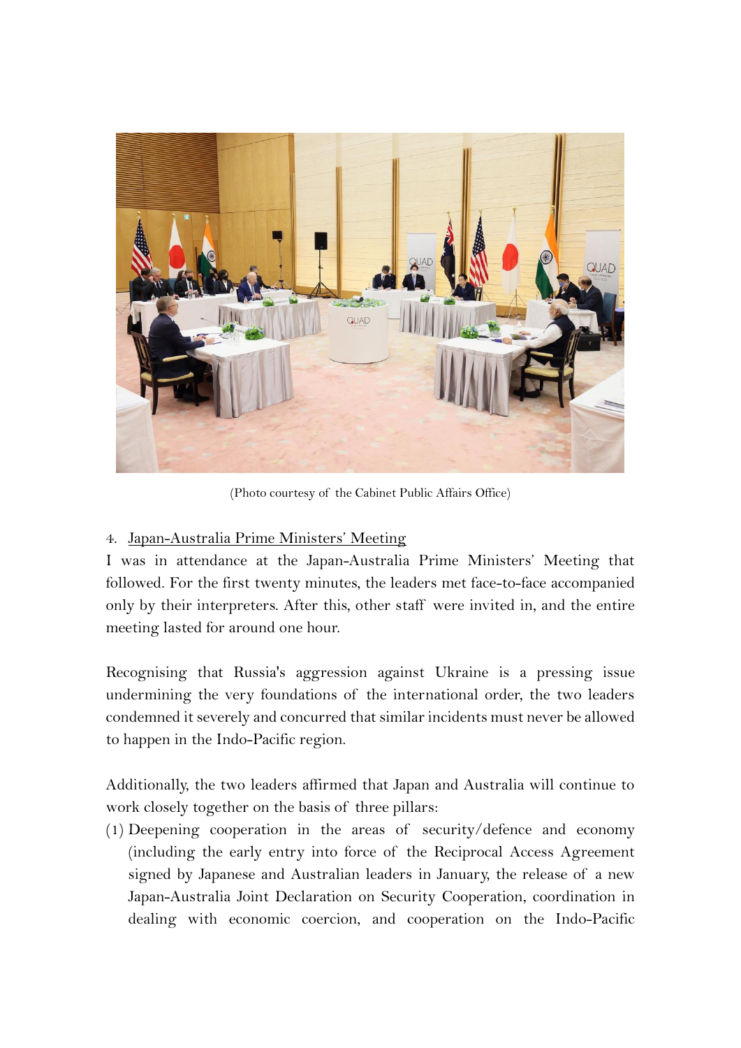(Photo courtesy of the Cabinet Public Affairs Office)

4. Japan-Australia Prime Ministers' Meeting

I was in attendance at the Japan-Australia Prime Ministers' Meeting that followed. For the first twenty minutes, the leaders met face-to-face accompanied only by their interpreters. After this, other staff were invited in, and the entire meeting lasted for around one hour.

Recognising that Russia's aggression against Ukraine is a pressing issue undermining the very foundations of the international order, the two leaders condemned it severely and concurred that similar incidents must never be allowed to happen in the Indo-Pacific region.

Additionally, the two leaders affirmed that Japan and Australia will continue to work closely together on the basis of three pillars:

(1) Deepening cooperation in the areas of security/defence and economy (including the early entry into force of the Reciprocal Access Agreement signed by Japanese and Australian leaders in January, the release of a new Japan-Australia Joint Declaration on Security Cooperation, coordination in dealing with economic coercion, and cooperation on the Indo-Pacific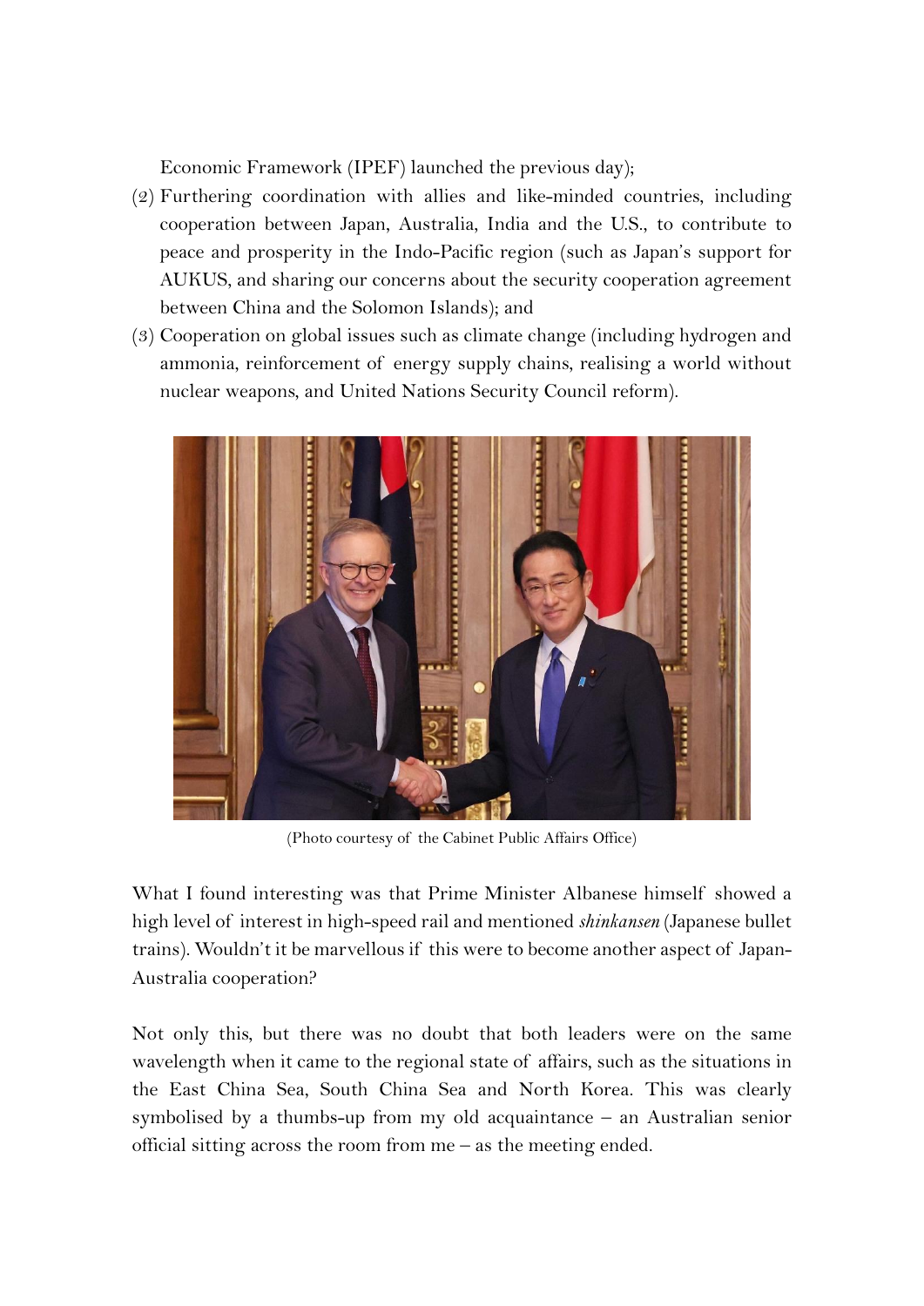Economic Framework (IPEF) launched the previous day);

(2) Furthering coordination with allies and like-minded countries, including cooperation between Japan, Australia, India and the U.S., to contribute to peace and prosperity in the Indo-Pacific region (such as Japan's support for AUKUS, and sharing our concerns about the security cooperation agreement between China and the Solomon Islands); and

(3) Cooperation on global issues such as climate change (including hydrogen and ammonia, reinforcement of energy supply chains, realising a world without nuclear weapons, and United Nations Security Council reform).

(Photo courtesy of the Cabinet Public Affairs Office)

What I found interesting was that Prime Minister Albanese himself showed a high level of interest in high-speed rail and mentioned *shinkansen* (Japanese bullet trains). Wouldn't it be marvellous if this were to become another aspect of Japan-Australia cooperation?

Not only this, but there was no doubt that both leaders were on the same wavelength when it came to the regional state of affairs, such as the situations in the East China Sea, South China Sea and North Korea. This was clearly symbolised by a thumbs-up from my old acquaintance – an Australian senior official sitting across the room from me – as the meeting ended.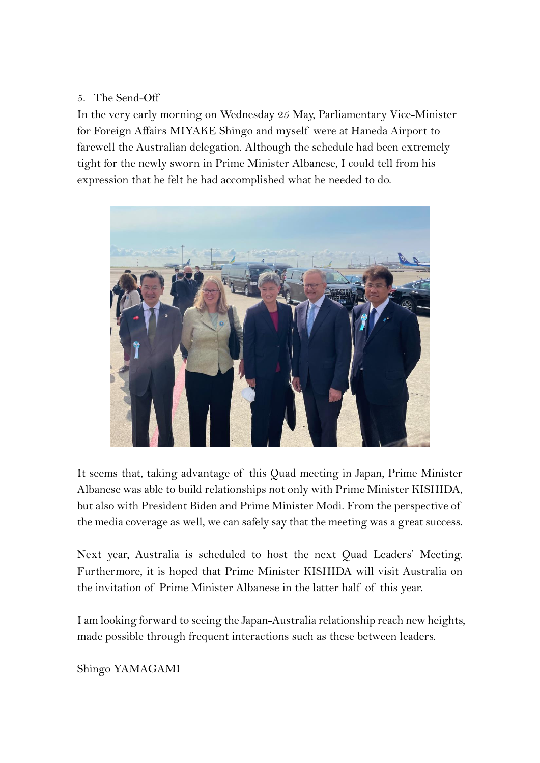5. The Send-Off

In the very early morning on Wednesday 25 May, Parliamentary Vice-Minister for Foreign Affairs MIYAKE Shingo and myself were at Haneda Airport to farewell the Australian delegation. Although the schedule had been extremely tight for the newly sworn in Prime Minister Albanese, I could tell from his expression that he felt he had accomplished what he needed to do.

It seems that, taking advantage of this Quad meeting in Japan, Prime Minister Albanese was able to build relationships not only with Prime Minister KISHIDA, but also with President Biden and Prime Minister Modi. From the perspective of the media coverage as well, we can safely say that the meeting was a great success.

Next year, Australia is scheduled to host the next Quad Leaders' Meeting. Furthermore, it is hoped that Prime Minister KISHIDA will visit Australia on the invitation of Prime Minister Albanese in the latter half of this year.

I am looking forward to seeing the Japan-Australia relationship reach new heights, made possible through frequent interactions such as these between leaders.

Shingo YAMAGAMI